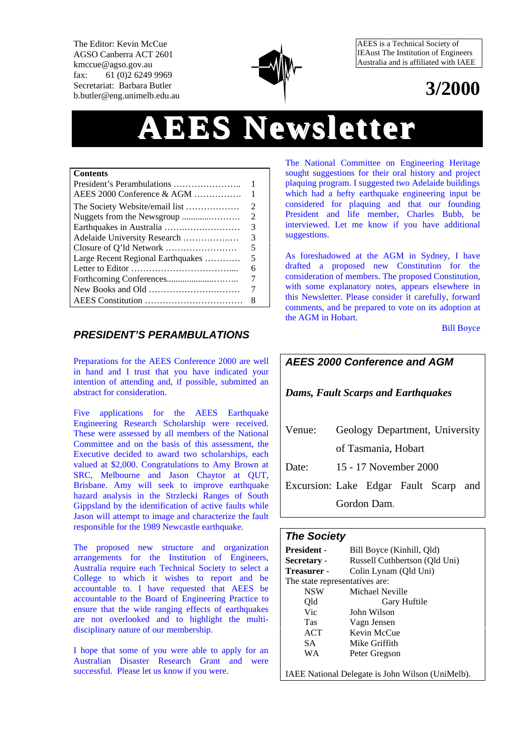The Editor: Kevin McCue
AGSO Canberra ACT 2601
kmccue@agso.gov.au
fax: 61 (0)2 6249 9969
Secretariat: Barbara Butler
b.butler@eng.unimelb.edu.au

AEES is a Technical Society of IEAust The Institution of Engineers Australia and is affiliated with IAEE

**3/2000**

# AEES Newsletter

| Contents | |
|---|---|
| President's Perambulations …………………... | 1 |
| AEES 2000 Conference & AGM ……………. | 1 |
| The Society Website/email list ……………… | 2 |
| Nuggets from the Newsgroup ............……… | 2 |
| Earthquakes in Australia ……..…………….. | 3 |
| Adelaide University Research ………………. | 3 |
| Closure of Q'ld Network …………………… | 5 |
| Large Recent Regional Earthquakes ………… | 5 |
| Letter to Editor ……………………………... | 6 |
| Forthcoming Conferences...................……… | 7 |
| New Books and Old ………………………… | 7 |
| AEES Constitution …………………………… | 8 |

## *PRESIDENT'S PERAMBULATIONS*

Preparations for the AEES Conference 2000 are well in hand and I trust that you have indicated your intention of attending and, if possible, submitted an abstract for consideration.

Five applications for the AEES Earthquake Engineering Research Scholarship were received. These were assessed by all members of the National Committee and on the basis of this assessment, the Executive decided to award two scholarships, each valued at $2,000. Congratulations to Amy Brown at SRC, Melbourne and Jason Chaytor at QUT, Brisbane. Amy will seek to improve earthquake hazard analysis in the Strzlecki Ranges of South Gippsland by the identification of active faults while Jason will attempt to image and characterize the fault responsible for the 1989 Newcastle earthquake.

The proposed new structure and organization arrangements for the Institution of Engineers, Australia require each Technical Society to select a College to which it wishes to report and be accountable to. I have requested that AEES be accountable to the Board of Engineering Practice to ensure that the wide ranging effects of earthquakes are not overlooked and to highlight the multi-disciplinary nature of our membership.

I hope that some of you were able to apply for an Australian Disaster Research Grant and were successful. Please let us know if you were.

The National Committee on Engineering Heritage sought suggestions for their oral history and project plaquing program. I suggested two Adelaide buildings which had a hefty earthquake engineering input be considered for plaquing and that our founding President and life member, Charles Bubb, be interviewed. Let me know if you have additional suggestions.

As foreshadowed at the AGM in Sydney, I have drafted a proposed new Constitution for the consideration of members. The proposed Constitution, with some explanatory notes, appears elsewhere in this Newsletter. Please consider it carefully, forward comments, and be prepared to vote on its adoption at the AGM in Hobart.

Bill Boyce

## *AEES 2000 Conference and AGM*

***Dams, Fault Scarps and Earthquakes***

Venue: Geology Department, University of Tasmania, Hobart

Date: 15 - 17 November 2000

Excursion: Lake Edgar Fault Scarp and Gordon Dam.

## *The Society*

**President** - Bill Boyce (Kinhill, Qld)
**Secretary** - Russell Cuthbertson (Qld Uni)
**Treasurer** - Colin Lynam (Qld Uni)

The state representatives are:

| | |
|---|---|
| NSW | Michael Neville |
| Qld | Gary Huftile |
| Vic | John Wilson |
| Tas | Vagn Jensen |
| ACT | Kevin McCue |
| SA | Mike Griffith |
| WA | Peter Gregson |

IAEE National Delegate is John Wilson (UniMelb).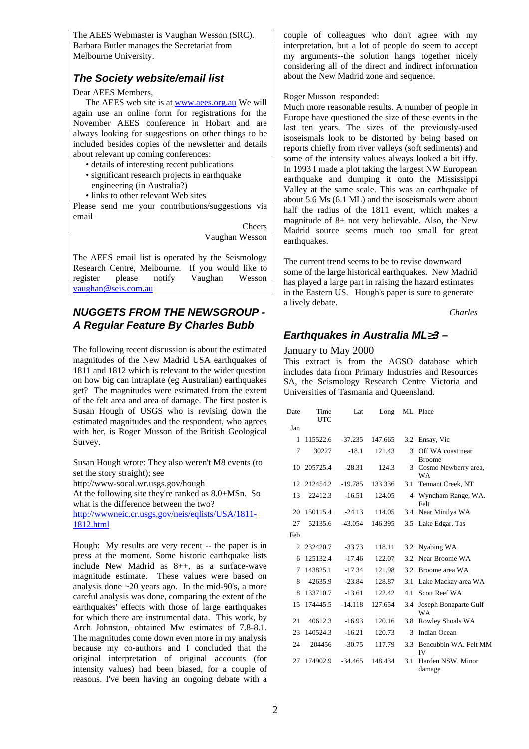The AEES Webmaster is Vaughan Wesson (SRC). Barbara Butler manages the Secretariat from Melbourne University.

## *The Society website/email list*

Dear AEES Members,

The AEES web site is at www.aees.org.au We will again use an online form for registrations for the November AEES conference in Hobart and are always looking for suggestions on other things to be included besides copies of the newsletter and details about relevant up coming conferences:

- details of interesting recent publications
- significant research projects in earthquake engineering (in Australia?)
- links to other relevant Web sites

Please send me your contributions/suggestions via email

Cheers
Vaughan Wesson

The AEES email list is operated by the Seismology Research Centre, Melbourne. If you would like to register please notify Vaughan Wesson vaughan@seis.com.au

## *NUGGETS FROM THE NEWSGROUP - A Regular Feature By Charles Bubb*

The following recent discussion is about the estimated magnitudes of the New Madrid USA earthquakes of 1811 and 1812 which is relevant to the wider question on how big can intraplate (eg Australian) earthquakes get? The magnitudes were estimated from the extent of the felt area and area of damage. The first poster is Susan Hough of USGS who is revising down the estimated magnitudes and the respondent, who agrees with her, is Roger Musson of the British Geological Survey.

Susan Hough wrote: They also weren't M8 events (to set the story straight); see
http://www-socal.wr.usgs.gov/hough
At the following site they're ranked as 8.0+MSn. So what is the difference between the two?
http://wwwneic.cr.usgs.gov/neis/eqlists/USA/1811-1812.html

Hough: My results are very recent -- the paper is in press at the moment. Some historic earthquake lists include New Madrid as 8++, as a surface-wave magnitude estimate. These values were based on analysis done ~20 years ago. In the mid-90's, a more careful analysis was done, comparing the extent of the earthquakes' effects with those of large earthquakes for which there are instrumental data. This work, by Arch Johnston, obtained Mw estimates of 7.8-8.1. The magnitudes come down even more in my analysis because my co-authors and I concluded that the original interpretation of original accounts (for intensity values) had been biased, for a couple of reasons. I've been having an ongoing debate with a couple of colleagues who don't agree with my interpretation, but a lot of people do seem to accept my arguments--the solution hangs together nicely considering all of the direct and indirect information about the New Madrid zone and sequence.

Roger Musson responded:
Much more reasonable results. A number of people in Europe have questioned the size of these events in the last ten years. The sizes of the previously-used isoseismals look to be distorted by being based on reports chiefly from river valleys (soft sediments) and some of the intensity values always looked a bit iffy. In 1993 I made a plot taking the largest NW European earthquake and dumping it onto the Mississippi Valley at the same scale. This was an earthquake of about 5.6 Ms (6.1 ML) and the isoseismals were about half the radius of the 1811 event, which makes a magnitude of 8+ not very believable. Also, the New Madrid source seems much too small for great earthquakes.

The current trend seems to be to revise downward some of the large historical earthquakes. New Madrid has played a large part in raising the hazard estimates in the Eastern US. Hough's paper is sure to generate a lively debate.

*Charles*

## *Earthquakes in Australia ML≥3 –*

January to May 2000

This extract is from the AGSO database which includes data from Primary Industries and Resources SA, the Seismology Research Centre Victoria and Universities of Tasmania and Queensland.

| Date | Time UTC | Lat | Long | ML | Place |
|---|---|---|---|---|---|
| Jan | | | | | |
| 1 | 115522.6 | -37.235 | 147.665 | 3.2 | Ensay, Vic |
| 7 | 30227 | -18.1 | 121.43 | 3 | Off WA coast near Broome |
| 10 | 205725.4 | -28.31 | 124.3 | 3 | Cosmo Newberry area, WA |
| 12 | 212454.2 | -19.785 | 133.336 | 3.1 | Tennant Creek, NT |
| 13 | 22412.3 | -16.51 | 124.05 | 4 | Wyndham Range, WA. Felt |
| 20 | 150115.4 | -24.13 | 114.05 | 3.4 | Near Minilya WA |
| 27 | 52135.6 | -43.054 | 146.395 | 3.5 | Lake Edgar, Tas |
| Feb | | | | | |
| 2 | 232420.7 | -33.73 | 118.11 | 3.2 | Nyabing WA |
| 6 | 125132.4 | -17.46 | 122.07 | 3.2 | Near Broome WA |
| 7 | 143825.1 | -17.34 | 121.98 | 3.2 | Broome area WA |
| 8 | 42635.9 | -23.84 | 128.87 | 3.1 | Lake Mackay area WA |
| 8 | 133710.7 | -13.61 | 122.42 | 4.1 | Scott Reef WA |
| 15 | 174445.5 | -14.118 | 127.654 | 3.4 | Joseph Bonaparte Gulf WA |
| 21 | 40612.3 | -16.93 | 120.16 | 3.8 | Rowley Shoals WA |
| 23 | 140524.3 | -16.21 | 120.73 | 3 | Indian Ocean |
| 24 | 204456 | -30.75 | 117.79 | 3.3 | Bencubbin WA. Felt MM IV |
| 27 | 174902.9 | -34.465 | 148.434 | 3.1 | Harden NSW. Minor damage |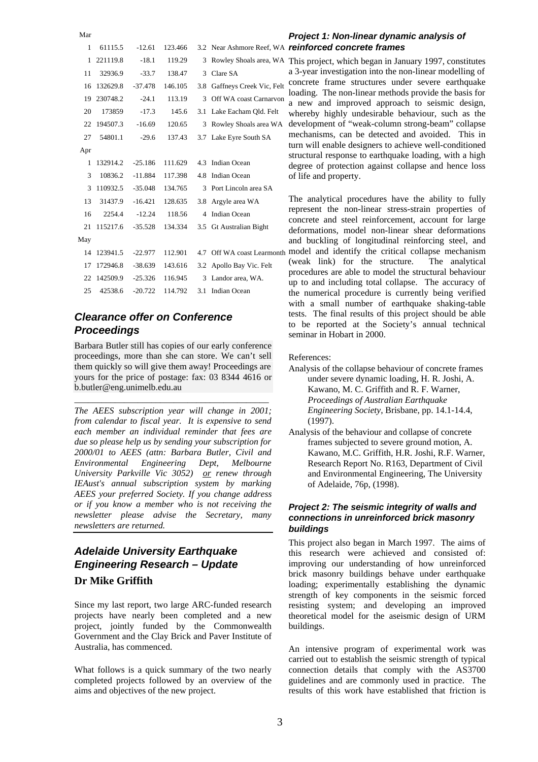| Day | Time | Lat | Long | Mag | Location |
|---|---|---|---|---|---|
| Mar | | | | | |
| 1 | 61115.5 | -12.61 | 123.466 | 3.2 | Near Ashmore Reef, WA |
| 1 | 221119.8 | -18.1 | 119.29 | 3 | Rowley Shoals area, WA |
| 11 | 32936.9 | -33.7 | 138.47 | 3 | Clare SA |
| 16 | 132629.8 | -37.478 | 146.105 | 3.8 | Gaffneys Creek Vic, Felt |
| 19 | 230748.2 | -24.1 | 113.19 | 3 | Off WA coast Carnarvon |
| 20 | 173859 | -17.3 | 145.6 | 3.1 | Lake Eacham Qld. Felt |
| 22 | 194507.3 | -16.69 | 120.65 | 3 | Rowley Shoals area WA |
| 27 | 54801.1 | -29.6 | 137.43 | 3.7 | Lake Eyre South SA |
| Apr | | | | | |
| 1 | 132914.2 | -25.186 | 111.629 | 4.3 | Indian Ocean |
| 3 | 10836.2 | -11.884 | 117.398 | 4.8 | Indian Ocean |
| 3 | 110932.5 | -35.048 | 134.765 | 3 | Port Lincoln area SA |
| 13 | 31437.9 | -16.421 | 128.635 | 3.8 | Argyle area WA |
| 16 | 2254.4 | -12.24 | 118.56 | 4 | Indian Ocean |
| 21 | 115217.6 | -35.528 | 134.334 | 3.5 | Gt Australian Bight |
| May | | | | | |
| 14 | 123941.5 | -22.977 | 112.901 | 4.7 | Off WA coast Learmonth |
| 17 | 172946.8 | -38.639 | 143.616 | 3.2 | Apollo Bay Vic. Felt |
| 22 | 142509.9 | -25.326 | 116.945 | 3 | Landor area, WA. |
| 25 | 42538.6 | -20.722 | 114.792 | 3.1 | Indian Ocean |

## Clearance offer on Conference Proceedings

Barbara Butler still has copies of our early conference proceedings, more than she can store. We can't sell them quickly so will give them away! Proceedings are yours for the price of postage: fax: 03 8344 4616 or b.butler@eng.unimelb.edu.au

---

*The AEES subscription year will change in 2001; from calendar to fiscal year. It is expensive to send each member an individual reminder that fees are due so please help us by sending your subscription for 2000/01 to AEES (attn: Barbara Butler, Civil and Environmental Engineering Dept, Melbourne University Parkville Vic 3052) or renew through IEAust's annual subscription system by marking AEES your preferred Society. If you change address or if you know a member who is not receiving the newsletter please advise the Secretary, many newsletters are returned.*

## Adelaide University Earthquake Engineering Research – Update

**Dr Mike Griffith**

Since my last report, two large ARC-funded research projects have nearly been completed and a new project, jointly funded by the Commonwealth Government and the Clay Brick and Paver Institute of Australia, has commenced.

What follows is a quick summary of the two nearly completed projects followed by an overview of the aims and objectives of the new project.

### Project 1: Non-linear dynamic analysis of reinforced concrete frames

This project, which began in January 1997, constitutes a 3-year investigation into the non-linear modelling of concrete frame structures under severe earthquake loading. The non-linear methods provide the basis for a new and improved approach to seismic design, whereby highly undesirable behaviour, such as the development of "weak-column strong-beam" collapse mechanisms, can be detected and avoided. This in turn will enable designers to achieve well-conditioned structural response to earthquake loading, with a high degree of protection against collapse and hence loss of life and property.

The analytical procedures have the ability to fully represent the non-linear stress-strain properties of concrete and steel reinforcement, account for large deformations, model non-linear shear deformations and buckling of longitudinal reinforcing steel, and model and identify the critical collapse mechanism (weak link) for the structure. The analytical procedures are able to model the structural behaviour up to and including total collapse. The accuracy of the numerical procedure is currently being verified with a small number of earthquake shaking-table tests. The final results of this project should be able to be reported at the Society's annual technical seminar in Hobart in 2000.

References:

- Analysis of the collapse behaviour of concrete frames under severe dynamic loading, H. R. Joshi, A. Kawano, M. C. Griffith and R. F. Warner, *Proceedings of Australian Earthquake Engineering Society*, Brisbane, pp. 14.1-14.4, (1997).
- Analysis of the behaviour and collapse of concrete frames subjected to severe ground motion, A. Kawano, M.C. Griffith, H.R. Joshi, R.F. Warner, Research Report No. R163, Department of Civil and Environmental Engineering, The University of Adelaide, 76p, (1998).

### Project 2: The seismic integrity of walls and connections in unreinforced brick masonry buildings

This project also began in March 1997. The aims of this research were achieved and consisted of: improving our understanding of how unreinforced brick masonry buildings behave under earthquake loading; experimentally establishing the dynamic strength of key components in the seismic forced resisting system; and developing an improved theoretical model for the aseismic design of URM buildings.

An intensive program of experimental work was carried out to establish the seismic strength of typical connection details that comply with the AS3700 guidelines and are commonly used in practice. The results of this work have established that friction is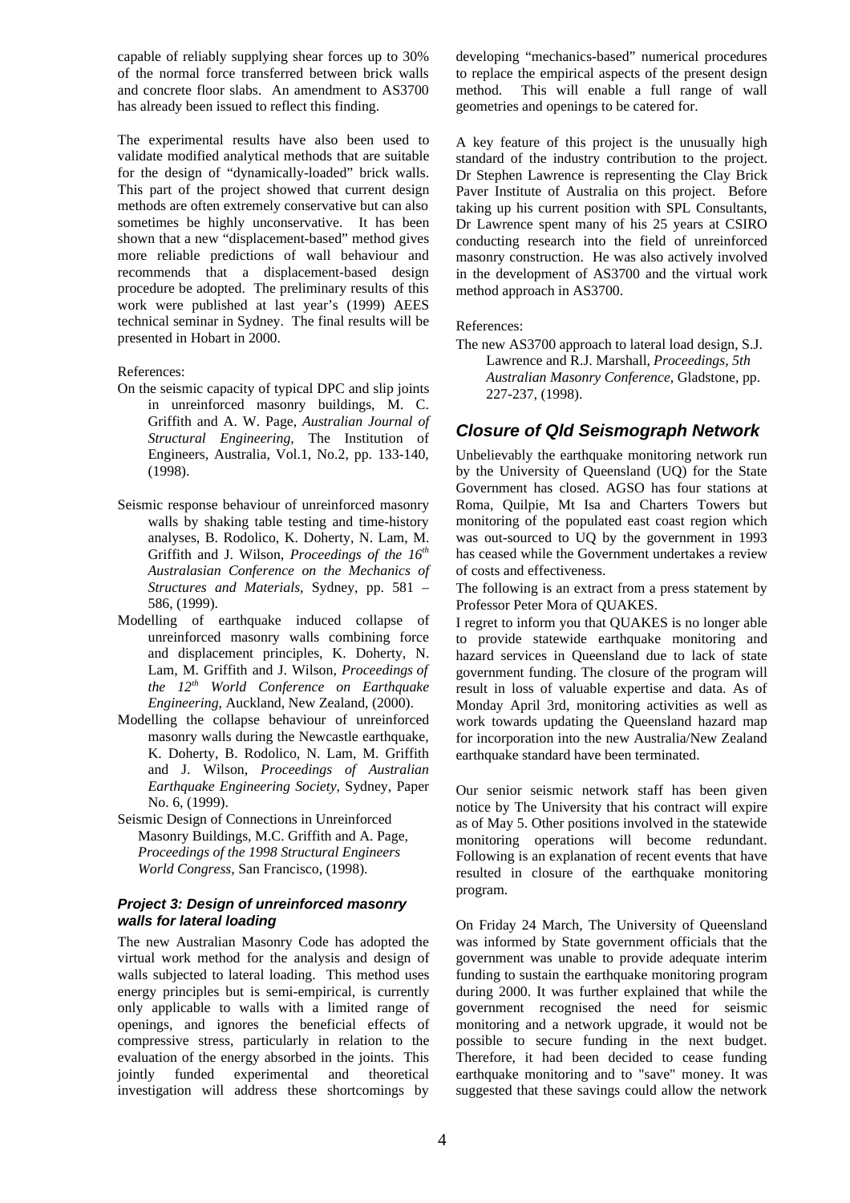capable of reliably supplying shear forces up to 30% of the normal force transferred between brick walls and concrete floor slabs. An amendment to AS3700 has already been issued to reflect this finding.

The experimental results have also been used to validate modified analytical methods that are suitable for the design of "dynamically-loaded" brick walls. This part of the project showed that current design methods are often extremely conservative but can also sometimes be highly unconservative. It has been shown that a new "displacement-based" method gives more reliable predictions of wall behaviour and recommends that a displacement-based design procedure be adopted. The preliminary results of this work were published at last year's (1999) AEES technical seminar in Sydney. The final results will be presented in Hobart in 2000.

References:

On the seismic capacity of typical DPC and slip joints in unreinforced masonry buildings, M. C. Griffith and A. W. Page, *Australian Journal of Structural Engineering,* The Institution of Engineers, Australia, Vol.1, No.2, pp. 133-140, (1998).

Seismic response behaviour of unreinforced masonry walls by shaking table testing and time-history analyses, B. Rodolico, K. Doherty, N. Lam, M. Griffith and J. Wilson, *Proceedings of the 16th Australasian Conference on the Mechanics of Structures and Materials*, Sydney, pp. 581 – 586, (1999).

Modelling of earthquake induced collapse of unreinforced masonry walls combining force and displacement principles, K. Doherty, N. Lam, M. Griffith and J. Wilson, *Proceedings of the 12th World Conference on Earthquake Engineering*, Auckland, New Zealand, (2000).

Modelling the collapse behaviour of unreinforced masonry walls during the Newcastle earthquake, K. Doherty, B. Rodolico, N. Lam, M. Griffith and J. Wilson, *Proceedings of Australian Earthquake Engineering Society*, Sydney, Paper No. 6, (1999).

Seismic Design of Connections in Unreinforced Masonry Buildings, M.C. Griffith and A. Page, *Proceedings of the 1998 Structural Engineers World Congress*, San Francisco, (1998).

#### Project 3: Design of unreinforced masonry walls for lateral loading

The new Australian Masonry Code has adopted the virtual work method for the analysis and design of walls subjected to lateral loading. This method uses energy principles but is semi-empirical, is currently only applicable to walls with a limited range of openings, and ignores the beneficial effects of compressive stress, particularly in relation to the evaluation of the energy absorbed in the joints. This jointly funded experimental and theoretical investigation will address these shortcomings by developing "mechanics-based" numerical procedures to replace the empirical aspects of the present design method. This will enable a full range of wall geometries and openings to be catered for.

A key feature of this project is the unusually high standard of the industry contribution to the project. Dr Stephen Lawrence is representing the Clay Brick Paver Institute of Australia on this project. Before taking up his current position with SPL Consultants, Dr Lawrence spent many of his 25 years at CSIRO conducting research into the field of unreinforced masonry construction. He was also actively involved in the development of AS3700 and the virtual work method approach in AS3700.

References:

The new AS3700 approach to lateral load design, S.J. Lawrence and R.J. Marshall, *Proceedings, 5th Australian Masonry Conference*, Gladstone, pp. 227-237, (1998).

## Closure of Qld Seismograph Network

Unbelievably the earthquake monitoring network run by the University of Queensland (UQ) for the State Government has closed. AGSO has four stations at Roma, Quilpie, Mt Isa and Charters Towers but monitoring of the populated east coast region which was out-sourced to UQ by the government in 1993 has ceased while the Government undertakes a review of costs and effectiveness.

The following is an extract from a press statement by Professor Peter Mora of QUAKES.

I regret to inform you that QUAKES is no longer able to provide statewide earthquake monitoring and hazard services in Queensland due to lack of state government funding. The closure of the program will result in loss of valuable expertise and data. As of Monday April 3rd, monitoring activities as well as work towards updating the Queensland hazard map for incorporation into the new Australia/New Zealand earthquake standard have been terminated.

Our senior seismic network staff has been given notice by The University that his contract will expire as of May 5. Other positions involved in the statewide monitoring operations will become redundant. Following is an explanation of recent events that have resulted in closure of the earthquake monitoring program.

On Friday 24 March, The University of Queensland was informed by State government officials that the government was unable to provide adequate interim funding to sustain the earthquake monitoring program during 2000. It was further explained that while the government recognised the need for seismic monitoring and a network upgrade, it would not be possible to secure funding in the next budget. Therefore, it had been decided to cease funding earthquake monitoring and to "save" money. It was suggested that these savings could allow the network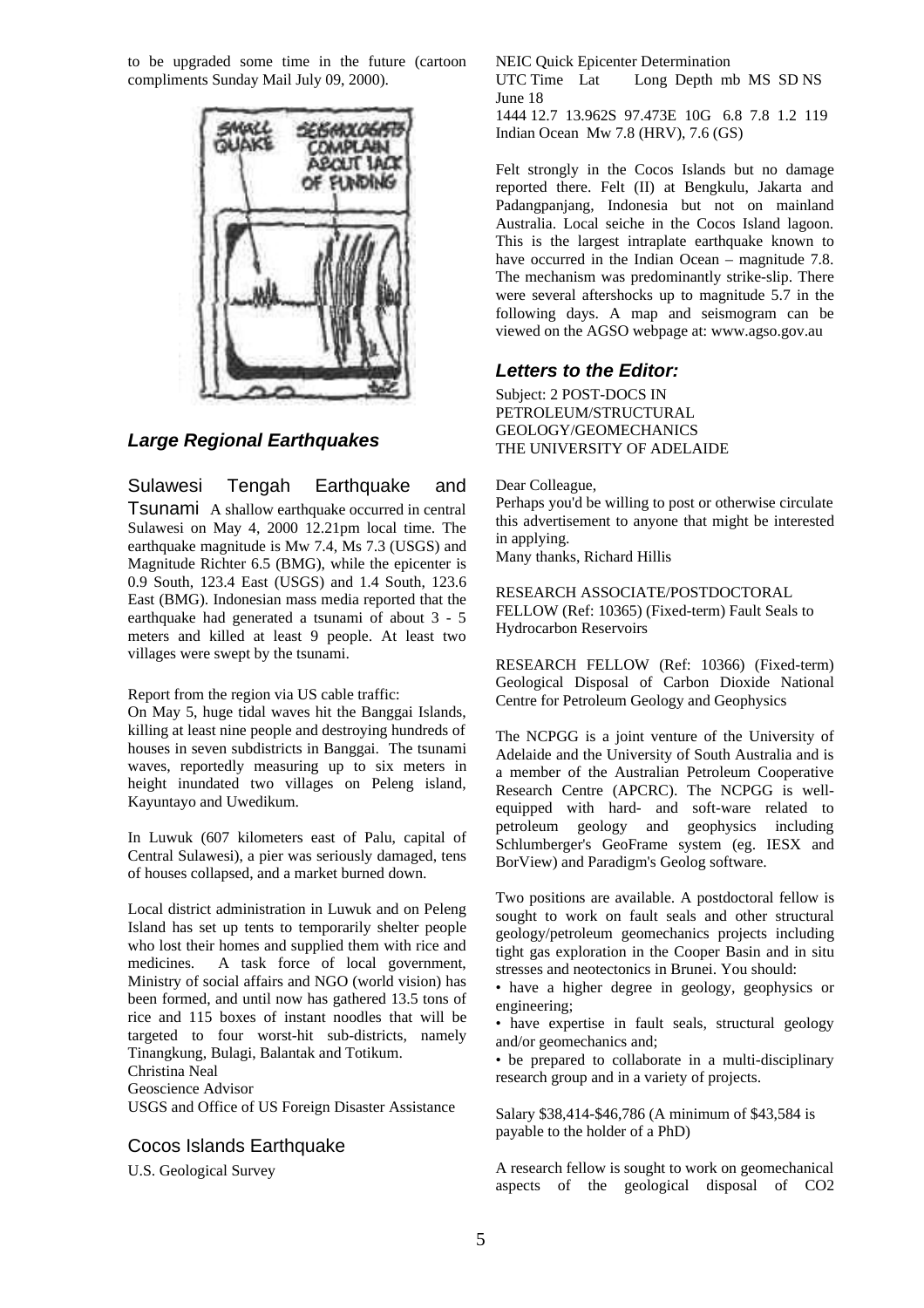to be upgraded some time in the future (cartoon compliments Sunday Mail July 09, 2000).

## *Large Regional Earthquakes*

### Sulawesi Tengah Earthquake and Tsunami

A shallow earthquake occurred in central Sulawesi on May 4, 2000 12.21pm local time. The earthquake magnitude is Mw 7.4, Ms 7.3 (USGS) and Magnitude Richter 6.5 (BMG), while the epicenter is 0.9 South, 123.4 East (USGS) and 1.4 South, 123.6 East (BMG). Indonesian mass media reported that the earthquake had generated a tsunami of about 3 - 5 meters and killed at least 9 people. At least two villages were swept by the tsunami.

Report from the region via US cable traffic:
On May 5, huge tidal waves hit the Banggai Islands, killing at least nine people and destroying hundreds of houses in seven subdistricts in Banggai. The tsunami waves, reportedly measuring up to six meters in height inundated two villages on Peleng island, Kayuntayo and Uwedikum.

In Luwuk (607 kilometers east of Palu, capital of Central Sulawesi), a pier was seriously damaged, tens of houses collapsed, and a market burned down.

Local district administration in Luwuk and on Peleng Island has set up tents to temporarily shelter people who lost their homes and supplied them with rice and medicines. A task force of local government, Ministry of social affairs and NGO (world vision) has been formed, and until now has gathered 13.5 tons of rice and 115 boxes of instant noodles that will be targeted to four worst-hit sub-districts, namely Tinangkung, Bulagi, Balantak and Totikum.
Christina Neal
Geoscience Advisor
USGS and Office of US Foreign Disaster Assistance

### Cocos Islands Earthquake

U.S. Geological Survey

NEIC Quick Epicenter Determination

| UTC Time | Lat | Long | Depth | mb | MS | SD | NS |
|---|---|---|---|---|---|---|---|
| June 18 | | | | | | | |
| 1444 12.7 | 13.962S | 97.473E | 10G | 6.8 | 7.8 | 1.2 | 119 |

Indian Ocean Mw 7.8 (HRV), 7.6 (GS)

Felt strongly in the Cocos Islands but no damage reported there. Felt (II) at Bengkulu, Jakarta and Padangpanjang, Indonesia but not on mainland Australia. Local seiche in the Cocos Island lagoon. This is the largest intraplate earthquake known to have occurred in the Indian Ocean – magnitude 7.8. The mechanism was predominantly strike-slip. There were several aftershocks up to magnitude 5.7 in the following days. A map and seismogram can be viewed on the AGSO webpage at: www.agso.gov.au

## *Letters to the Editor:*

Subject: 2 POST-DOCS IN PETROLEUM/STRUCTURAL GEOLOGY/GEOMECHANICS THE UNIVERSITY OF ADELAIDE

Dear Colleague,
Perhaps you'd be willing to post or otherwise circulate this advertisement to anyone that might be interested in applying.
Many thanks, Richard Hillis

RESEARCH ASSOCIATE/POSTDOCTORAL FELLOW (Ref: 10365) (Fixed-term) Fault Seals to Hydrocarbon Reservoirs

RESEARCH FELLOW (Ref: 10366) (Fixed-term) Geological Disposal of Carbon Dioxide National Centre for Petroleum Geology and Geophysics

The NCPGG is a joint venture of the University of Adelaide and the University of South Australia and is a member of the Australian Petroleum Cooperative Research Centre (APCRC). The NCPGG is well-equipped with hard- and soft-ware related to petroleum geology and geophysics including Schlumberger's GeoFrame system (eg. IESX and BorView) and Paradigm's Geolog software.

Two positions are available. A postdoctoral fellow is sought to work on fault seals and other structural geology/petroleum geomechanics projects including tight gas exploration in the Cooper Basin and in situ stresses and neotectonics in Brunei. You should:

- have a higher degree in geology, geophysics or engineering;
- have expertise in fault seals, structural geology and/or geomechanics and;
- be prepared to collaborate in a multi-disciplinary research group and in a variety of projects.

Salary $38,414-$46,786 (A minimum of $43,584 is payable to the holder of a PhD)

A research fellow is sought to work on geomechanical aspects of the geological disposal of $CO_2$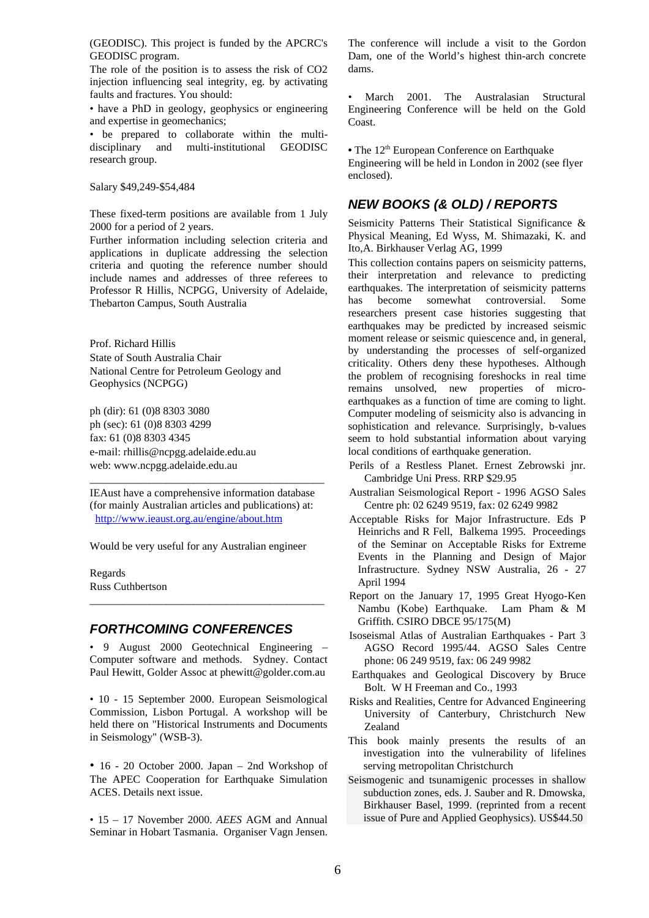(GEODISC). This project is funded by the APCRC's GEODISC program.

The role of the position is to assess the risk of $CO_2$ injection influencing seal integrity, eg. by activating faults and fractures. You should:

- have a PhD in geology, geophysics or engineering and expertise in geomechanics;
- be prepared to collaborate within the multi-disciplinary and multi-institutional GEODISC research group.

Salary $49,249-$54,484

These fixed-term positions are available from 1 July 2000 for a period of 2 years.

Further information including selection criteria and applications in duplicate addressing the selection criteria and quoting the reference number should include names and addresses of three referees to Professor R Hillis, NCPGG, University of Adelaide, Thebarton Campus, South Australia

Prof. Richard Hillis
State of South Australia Chair
National Centre for Petroleum Geology and Geophysics (NCPGG)

ph (dir): 61 (0)8 8303 3080
ph (sec): 61 (0)8 8303 4299
fax: 61 (0)8 8303 4345
e-mail: rhillis@ncpgg.adelaide.edu.au
web: www.ncpgg.adelaide.edu.au

---

IEAust have a comprehensive information database (for mainly Australian articles and publications) at:
http://www.ieaust.org.au/engine/about.htm

Would be very useful for any Australian engineer

Regards
Russ Cuthbertson

---

## FORTHCOMING CONFERENCES

- 9 August 2000 Geotechnical Engineering – Computer software and methods. Sydney. Contact Paul Hewitt, Golder Assoc at phewitt@golder.com.au

- 10 - 15 September 2000. European Seismological Commission, Lisbon Portugal. A workshop will be held there on "Historical Instruments and Documents in Seismology" (WSB-3).

- 16 - 20 October 2000. Japan – 2nd Workshop of The APEC Cooperation for Earthquake Simulation ACES. Details next issue.

- 15 – 17 November 2000. *AEES* AGM and Annual Seminar in Hobart Tasmania. Organiser Vagn Jensen. The conference will include a visit to the Gordon Dam, one of the World's highest thin-arch concrete dams.

- March 2001. The Australasian Structural Engineering Conference will be held on the Gold Coast.

- The 12th European Conference on Earthquake Engineering will be held in London in 2002 (see flyer enclosed).

## NEW BOOKS (& OLD) / REPORTS

Seismicity Patterns Their Statistical Significance & Physical Meaning, Ed Wyss, M. Shimazaki, K. and Ito,A. Birkhauser Verlag AG, 1999

This collection contains papers on seismicity patterns, their interpretation and relevance to predicting earthquakes. The interpretation of seismicity patterns has become somewhat controversial. Some researchers present case histories suggesting that earthquakes may be predicted by increased seismic moment release or seismic quiescence and, in general, by understanding the processes of self-organized criticality. Others deny these hypotheses. Although the problem of recognising foreshocks in real time remains unsolved, new properties of micro-earthquakes as a function of time are coming to light. Computer modeling of seismicity also is advancing in sophistication and relevance. Surprisingly, b-values seem to hold substantial information about varying local conditions of earthquake generation.

Perils of a Restless Planet. Ernest Zebrowski jnr. Cambridge Uni Press. RRP $29.95

Australian Seismological Report - 1996 AGSO Sales Centre ph: 02 6249 9519, fax: 02 6249 9982

Acceptable Risks for Major Infrastructure. Eds P Heinrichs and R Fell, Balkema 1995. Proceedings of the Seminar on Acceptable Risks for Extreme Events in the Planning and Design of Major Infrastructure. Sydney NSW Australia, 26 - 27 April 1994

Report on the January 17, 1995 Great Hyogo-Ken Nambu (Kobe) Earthquake. Lam Pham & M Griffith. CSIRO DBCE 95/175(M)

Isoseismal Atlas of Australian Earthquakes - Part 3 AGSO Record 1995/44. AGSO Sales Centre phone: 06 249 9519, fax: 06 249 9982

Earthquakes and Geological Discovery by Bruce Bolt. W H Freeman and Co., 1993

Risks and Realities, Centre for Advanced Engineering University of Canterbury, Christchurch New Zealand

This book mainly presents the results of an investigation into the vulnerability of lifelines serving metropolitan Christchurch

Seismogenic and tsunamigenic processes in shallow subduction zones, eds. J. Sauber and R. Dmowska, Birkhauser Basel, 1999. (reprinted from a recent issue of Pure and Applied Geophysics). US$44.50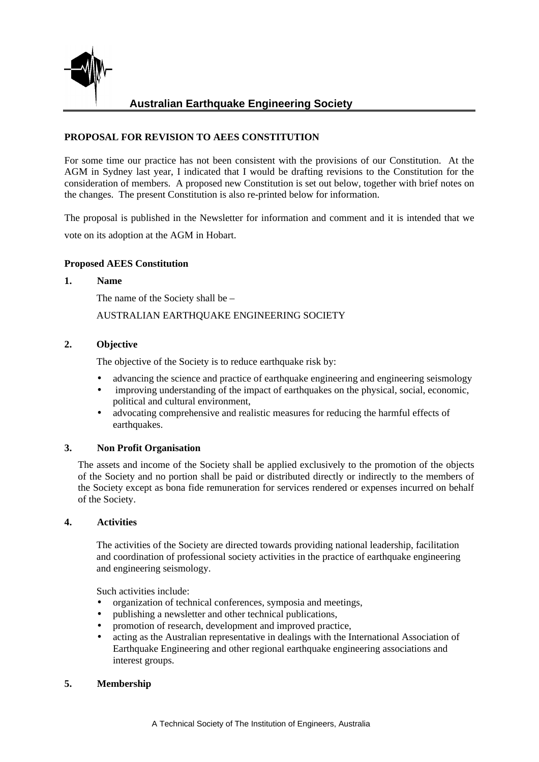**Australian Earthquake Engineering Society**

**PROPOSAL FOR REVISION TO AEES CONSTITUTION**

For some time our practice has not been consistent with the provisions of our Constitution. At the AGM in Sydney last year, I indicated that I would be drafting revisions to the Constitution for the consideration of members. A proposed new Constitution is set out below, together with brief notes on the changes. The present Constitution is also re-printed below for information.

The proposal is published in the Newsletter for information and comment and it is intended that we vote on its adoption at the AGM in Hobart.

**Proposed AEES Constitution**

**1. Name**

The name of the Society shall be –

AUSTRALIAN EARTHQUAKE ENGINEERING SOCIETY

**2. Objective**

The objective of the Society is to reduce earthquake risk by:

- advancing the science and practice of earthquake engineering and engineering seismology
- improving understanding of the impact of earthquakes on the physical, social, economic, political and cultural environment,
- advocating comprehensive and realistic measures for reducing the harmful effects of earthquakes.

**3. Non Profit Organisation**

The assets and income of the Society shall be applied exclusively to the promotion of the objects of the Society and no portion shall be paid or distributed directly or indirectly to the members of the Society except as bona fide remuneration for services rendered or expenses incurred on behalf of the Society.

**4. Activities**

The activities of the Society are directed towards providing national leadership, facilitation and coordination of professional society activities in the practice of earthquake engineering and engineering seismology.

Such activities include:

- organization of technical conferences, symposia and meetings,
- publishing a newsletter and other technical publications,
- promotion of research, development and improved practice,
- acting as the Australian representative in dealings with the International Association of Earthquake Engineering and other regional earthquake engineering associations and interest groups.

**5. Membership**

A Technical Society of The Institution of Engineers, Australia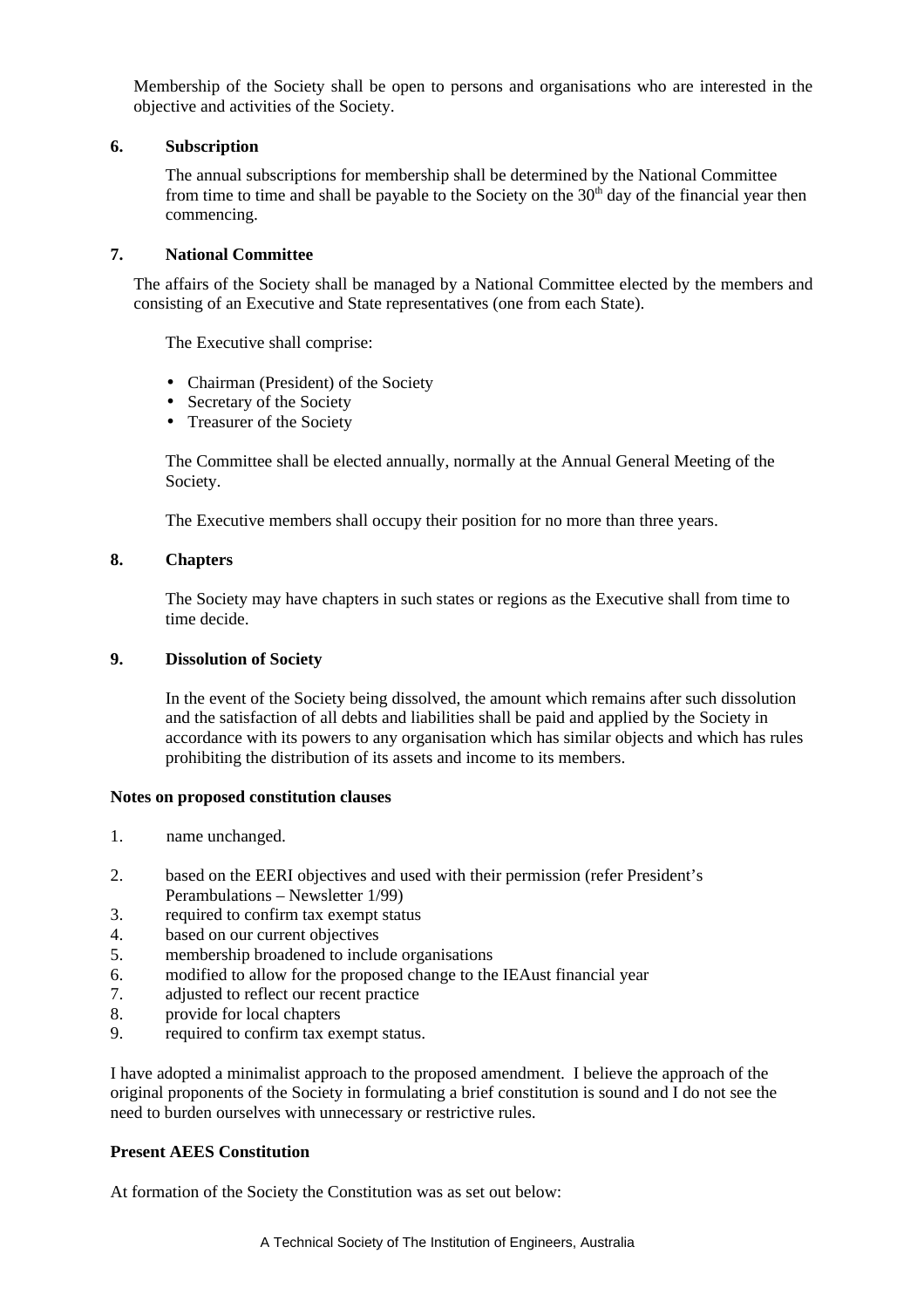Membership of the Society shall be open to persons and organisations who are interested in the objective and activities of the Society.

**6. Subscription**

The annual subscriptions for membership shall be determined by the National Committee from time to time and shall be payable to the Society on the 30th day of the financial year then commencing.

**7. National Committee**

The affairs of the Society shall be managed by a National Committee elected by the members and consisting of an Executive and State representatives (one from each State).

The Executive shall comprise:

- Chairman (President) of the Society
- Secretary of the Society
- Treasurer of the Society

The Committee shall be elected annually, normally at the Annual General Meeting of the Society.

The Executive members shall occupy their position for no more than three years.

**8. Chapters**

The Society may have chapters in such states or regions as the Executive shall from time to time decide.

**9. Dissolution of Society**

In the event of the Society being dissolved, the amount which remains after such dissolution and the satisfaction of all debts and liabilities shall be paid and applied by the Society in accordance with its powers to any organisation which has similar objects and which has rules prohibiting the distribution of its assets and income to its members.

**Notes on proposed constitution clauses**

1. name unchanged.
2. based on the EERI objectives and used with their permission (refer President's Perambulations – Newsletter 1/99)
3. required to confirm tax exempt status
4. based on our current objectives
5. membership broadened to include organisations
6. modified to allow for the proposed change to the IEAust financial year
7. adjusted to reflect our recent practice
8. provide for local chapters
9. required to confirm tax exempt status.

I have adopted a minimalist approach to the proposed amendment. I believe the approach of the original proponents of the Society in formulating a brief constitution is sound and I do not see the need to burden ourselves with unnecessary or restrictive rules.

**Present AEES Constitution**

At formation of the Society the Constitution was as set out below: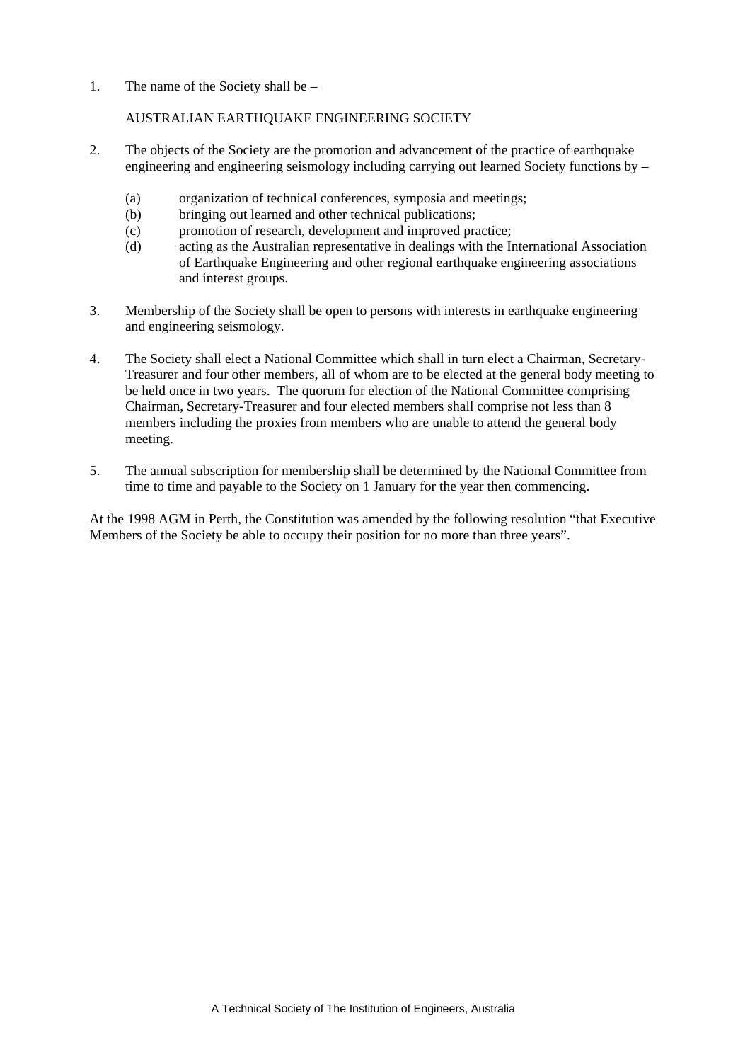1. The name of the Society shall be –

   AUSTRALIAN EARTHQUAKE ENGINEERING SOCIETY

2. The objects of the Society are the promotion and advancement of the practice of earthquake engineering and engineering seismology including carrying out learned Society functions by –

   (a) organization of technical conferences, symposia and meetings;
   (b) bringing out learned and other technical publications;
   (c) promotion of research, development and improved practice;
   (d) acting as the Australian representative in dealings with the International Association of Earthquake Engineering and other regional earthquake engineering associations and interest groups.

3. Membership of the Society shall be open to persons with interests in earthquake engineering and engineering seismology.

4. The Society shall elect a National Committee which shall in turn elect a Chairman, Secretary-Treasurer and four other members, all of whom are to be elected at the general body meeting to be held once in two years. The quorum for election of the National Committee comprising Chairman, Secretary-Treasurer and four elected members shall comprise not less than 8 members including the proxies from members who are unable to attend the general body meeting.

5. The annual subscription for membership shall be determined by the National Committee from time to time and payable to the Society on 1 January for the year then commencing.

At the 1998 AGM in Perth, the Constitution was amended by the following resolution "that Executive Members of the Society be able to occupy their position for no more than three years".